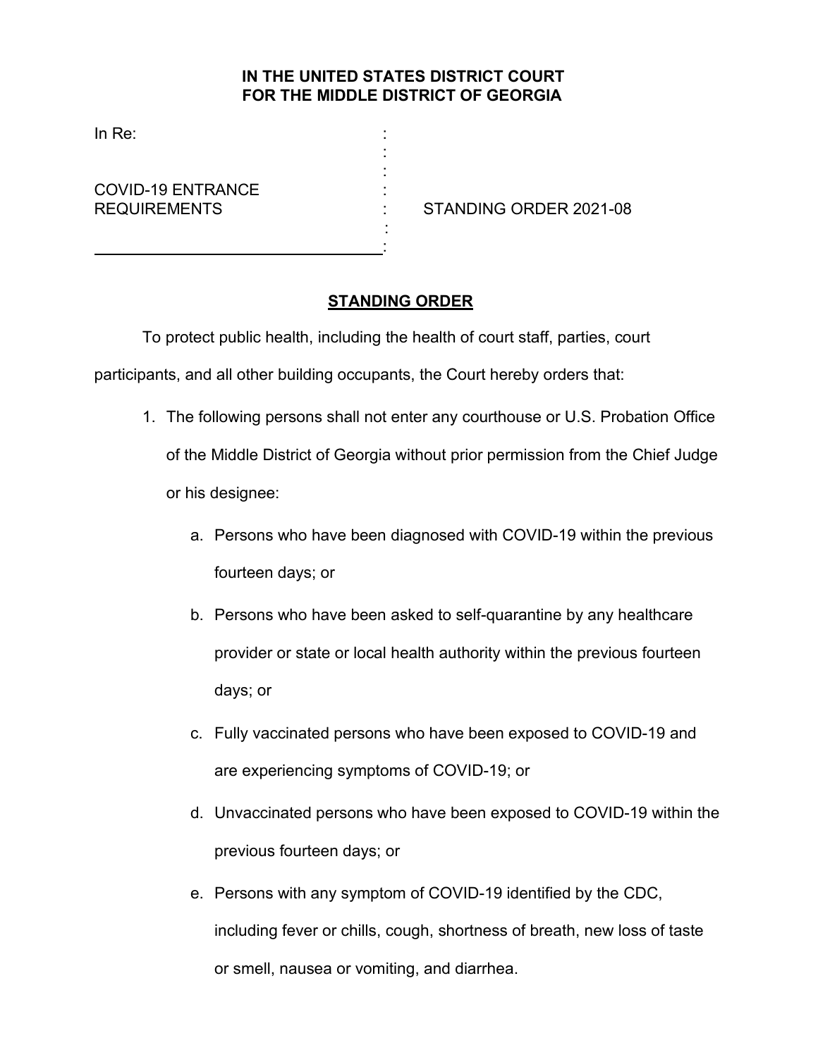**IN THE UNITED STATES DISTRICT COURT**
**FOR THE MIDDLE DISTRICT OF GEORGIA**

In Re:

COVID-19 ENTRANCE REQUIREMENTS

STANDING ORDER 2021-08

## STANDING ORDER

To protect public health, including the health of court staff, parties, court participants, and all other building occupants, the Court hereby orders that:

1. The following persons shall not enter any courthouse or U.S. Probation Office of the Middle District of Georgia without prior permission from the Chief Judge or his designee:

   a. Persons who have been diagnosed with COVID-19 within the previous fourteen days; or

   b. Persons who have been asked to self-quarantine by any healthcare provider or state or local health authority within the previous fourteen days; or

   c. Fully vaccinated persons who have been exposed to COVID-19 and are experiencing symptoms of COVID-19; or

   d. Unvaccinated persons who have been exposed to COVID-19 within the previous fourteen days; or

   e. Persons with any symptom of COVID-19 identified by the CDC, including fever or chills, cough, shortness of breath, new loss of taste or smell, nausea or vomiting, and diarrhea.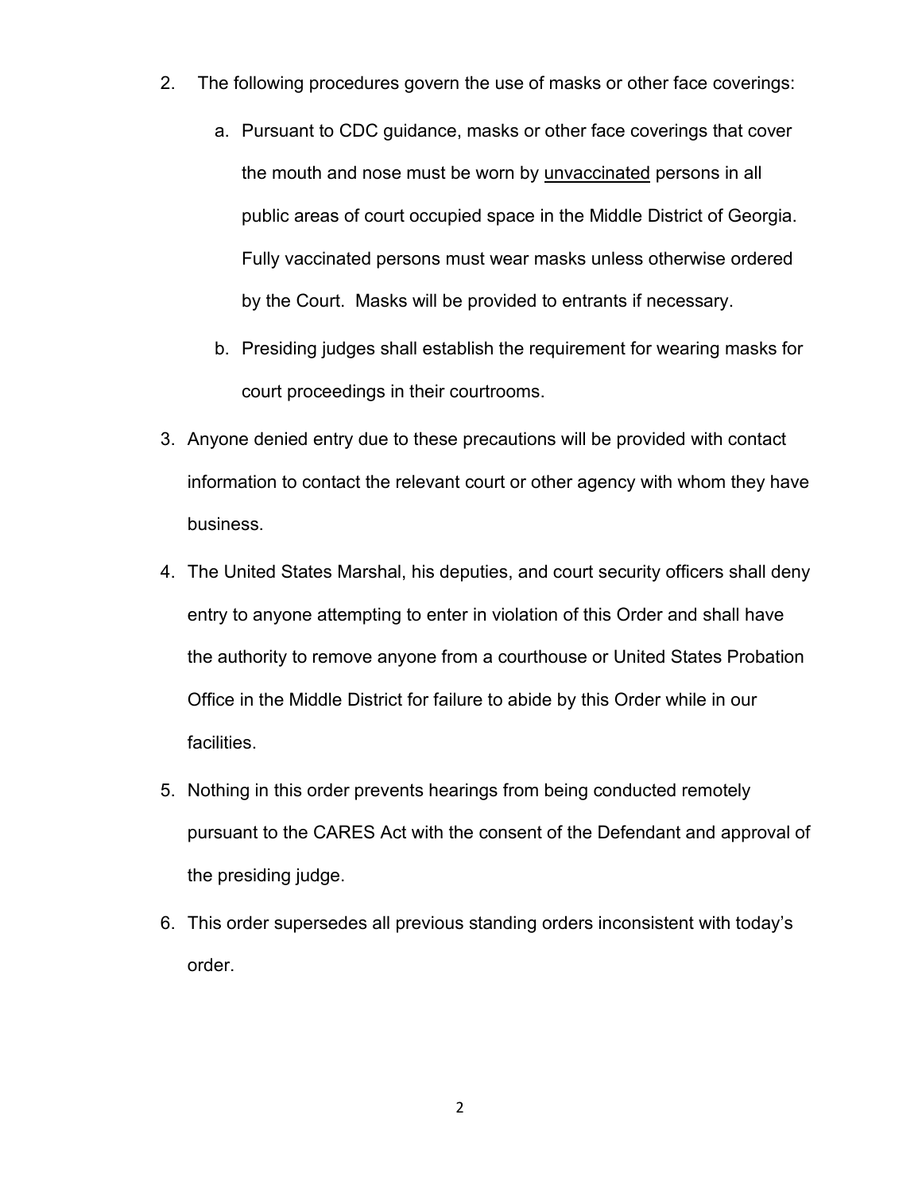2. The following procedures govern the use of masks or other face coverings:

   a. Pursuant to CDC guidance, masks or other face coverings that cover the mouth and nose must be worn by <u>unvaccinated</u> persons in all public areas of court occupied space in the Middle District of Georgia. Fully vaccinated persons must wear masks unless otherwise ordered by the Court. Masks will be provided to entrants if necessary.

   b. Presiding judges shall establish the requirement for wearing masks for court proceedings in their courtrooms.

3. Anyone denied entry due to these precautions will be provided with contact information to contact the relevant court or other agency with whom they have business.

4. The United States Marshal, his deputies, and court security officers shall deny entry to anyone attempting to enter in violation of this Order and shall have the authority to remove anyone from a courthouse or United States Probation Office in the Middle District for failure to abide by this Order while in our facilities.

5. Nothing in this order prevents hearings from being conducted remotely pursuant to the CARES Act with the consent of the Defendant and approval of the presiding judge.

6. This order supersedes all previous standing orders inconsistent with today's order.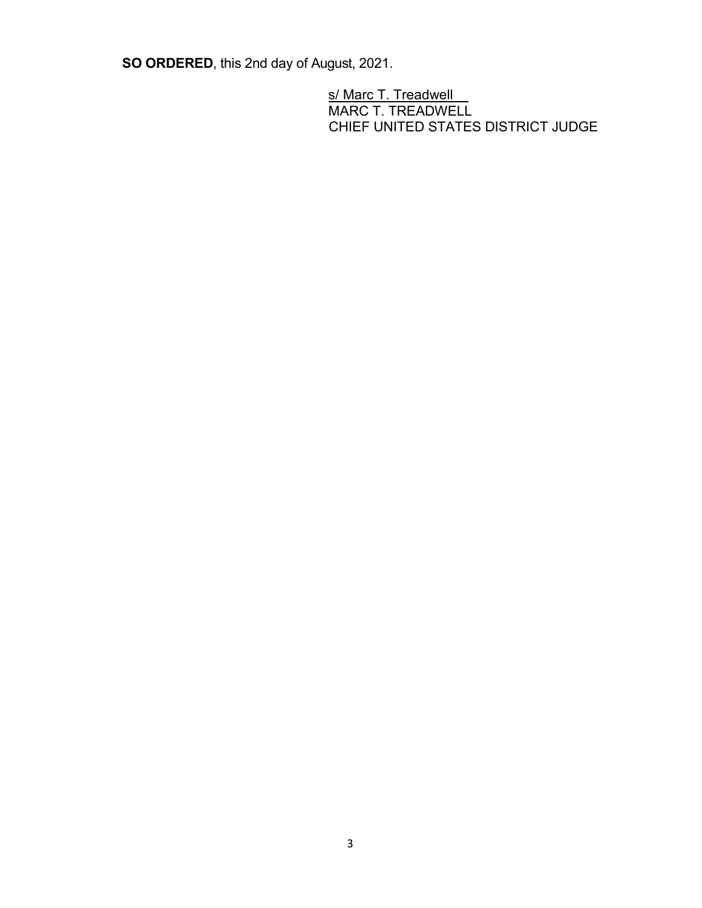**SO ORDERED**, this 2nd day of August, 2021.

s/ Marc T. Treadwell
MARC T. TREADWELL
CHIEF UNITED STATES DISTRICT JUDGE